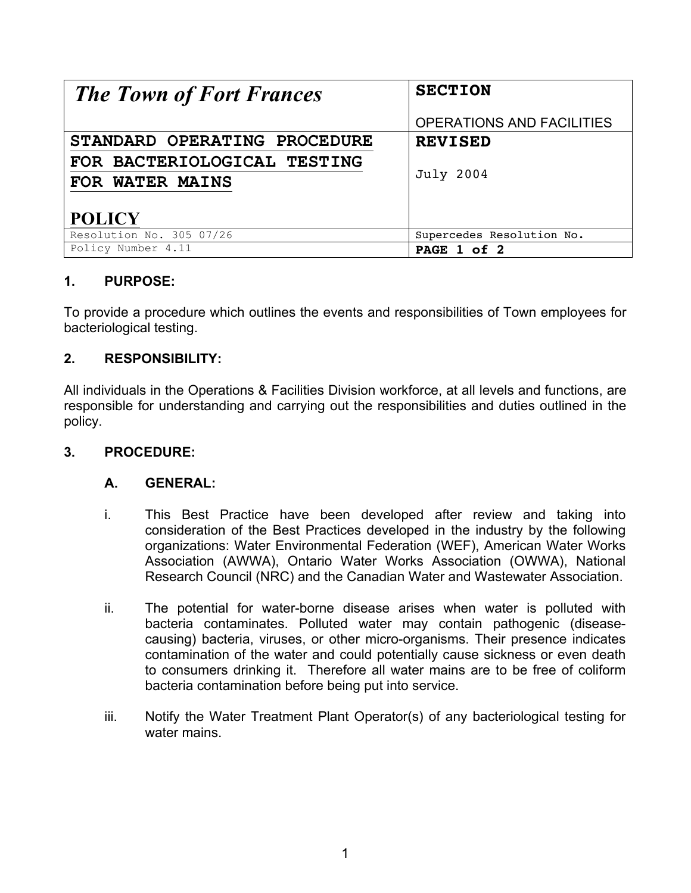| *The Town of Fort Frances* | **SECTION** OPERATIONS AND FACILITIES |
|---|---|
| **STANDARD OPERATING PROCEDURE FOR BACTERIOLOGICAL TESTING FOR WATER MAINS** **POLICY** | **REVISED** July 2004 |
| Resolution No. 305 07/26 | Supercedes Resolution No. |
| Policy Number 4.11 | **PAGE 1 of 2** |

## 1. PURPOSE:

To provide a procedure which outlines the events and responsibilities of Town employees for bacteriological testing.

## 2. RESPONSIBILITY:

All individuals in the Operations & Facilities Division workforce, at all levels and functions, are responsible for understanding and carrying out the responsibilities and duties outlined in the policy.

## 3. PROCEDURE:

### A. GENERAL:

i. This Best Practice have been developed after review and taking into consideration of the Best Practices developed in the industry by the following organizations: Water Environmental Federation (WEF), American Water Works Association (AWWA), Ontario Water Works Association (OWWA), National Research Council (NRC) and the Canadian Water and Wastewater Association.

ii. The potential for water-borne disease arises when water is polluted with bacteria contaminates. Polluted water may contain pathogenic (disease-causing) bacteria, viruses, or other micro-organisms. Their presence indicates contamination of the water and could potentially cause sickness or even death to consumers drinking it. Therefore all water mains are to be free of coliform bacteria contamination before being put into service.

iii. Notify the Water Treatment Plant Operator(s) of any bacteriological testing for water mains.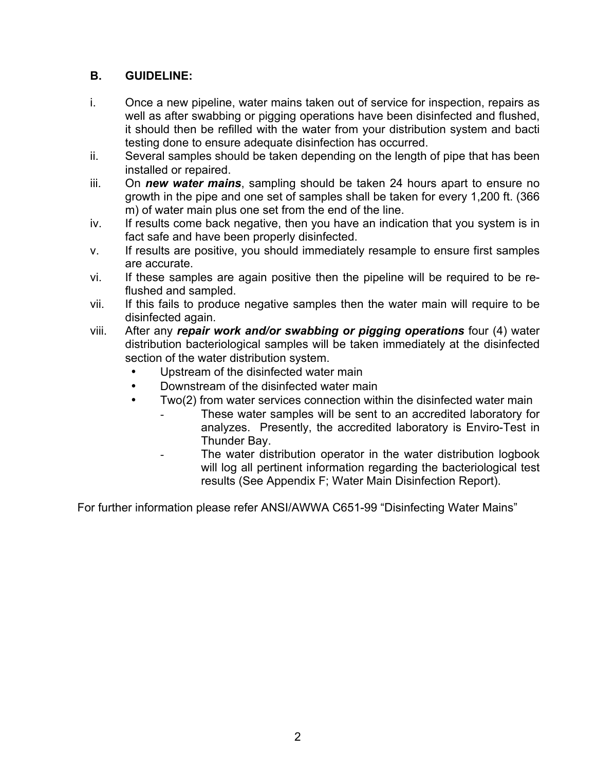### B. GUIDELINE:

i. Once a new pipeline, water mains taken out of service for inspection, repairs as well as after swabbing or pigging operations have been disinfected and flushed, it should then be refilled with the water from your distribution system and bacti testing done to ensure adequate disinfection has occurred.

ii. Several samples should be taken depending on the length of pipe that has been installed or repaired.

iii. On ***new water mains***, sampling should be taken 24 hours apart to ensure no growth in the pipe and one set of samples shall be taken for every 1,200 ft. (366 m) of water main plus one set from the end of the line.

iv. If results come back negative, then you have an indication that you system is in fact safe and have been properly disinfected.

v. If results are positive, you should immediately resample to ensure first samples are accurate.

vi. If these samples are again positive then the pipeline will be required to be re-flushed and sampled.

vii. If this fails to produce negative samples then the water main will require to be disinfected again.

viii. After any ***repair work and/or swabbing or pigging operations*** four (4) water distribution bacteriological samples will be taken immediately at the disinfected section of the water distribution system.

- Upstream of the disinfected water main
- Downstream of the disinfected water main
- Two(2) from water services connection within the disinfected water main
  - These water samples will be sent to an accredited laboratory for analyzes. Presently, the accredited laboratory is Enviro-Test in Thunder Bay.
  - The water distribution operator in the water distribution logbook will log all pertinent information regarding the bacteriological test results (See Appendix F; Water Main Disinfection Report).

For further information please refer ANSI/AWWA C651-99 “Disinfecting Water Mains”